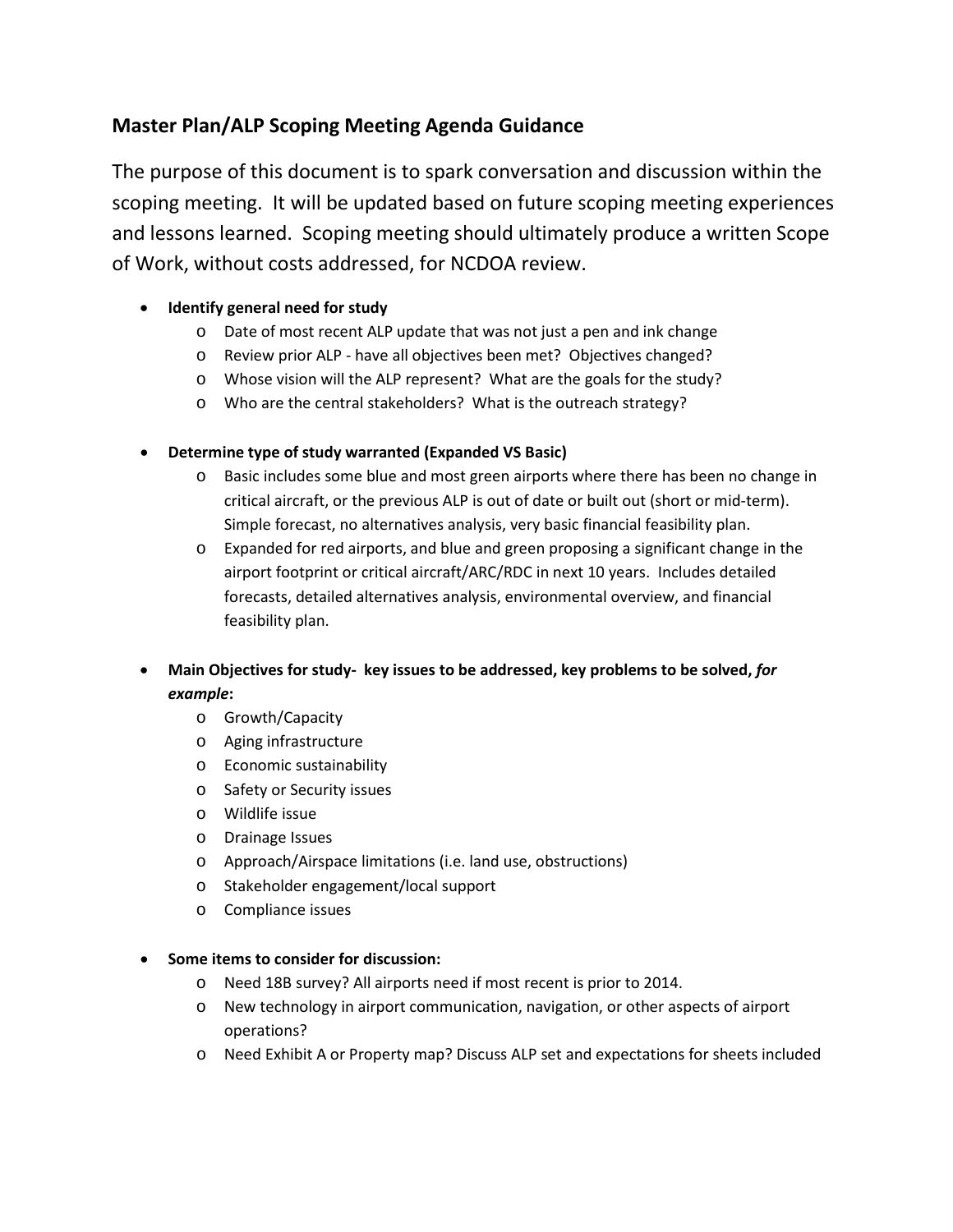## Master Plan/ALP Scoping Meeting Agenda Guidance

The purpose of this document is to spark conversation and discussion within the scoping meeting. It will be updated based on future scoping meeting experiences and lessons learned. Scoping meeting should ultimately produce a written Scope of Work, without costs addressed, for NCDOA review.

- **Identify general need for study**
  - Date of most recent ALP update that was not just a pen and ink change
  - Review prior ALP - have all objectives been met? Objectives changed?
  - Whose vision will the ALP represent? What are the goals for the study?
  - Who are the central stakeholders? What is the outreach strategy?

- **Determine type of study warranted (Expanded VS Basic)**
  - Basic includes some blue and most green airports where there has been no change in critical aircraft, or the previous ALP is out of date or built out (short or mid-term). Simple forecast, no alternatives analysis, very basic financial feasibility plan.
  - Expanded for red airports, and blue and green proposing a significant change in the airport footprint or critical aircraft/ARC/RDC in next 10 years. Includes detailed forecasts, detailed alternatives analysis, environmental overview, and financial feasibility plan.

- **Main Objectives for study- key issues to be addressed, key problems to be solved, *for example*:**
  - Growth/Capacity
  - Aging infrastructure
  - Economic sustainability
  - Safety or Security issues
  - Wildlife issue
  - Drainage Issues
  - Approach/Airspace limitations (i.e. land use, obstructions)
  - Stakeholder engagement/local support
  - Compliance issues

- **Some items to consider for discussion:**
  - Need 18B survey? All airports need if most recent is prior to 2014.
  - New technology in airport communication, navigation, or other aspects of airport operations?
  - Need Exhibit A or Property map? Discuss ALP set and expectations for sheets included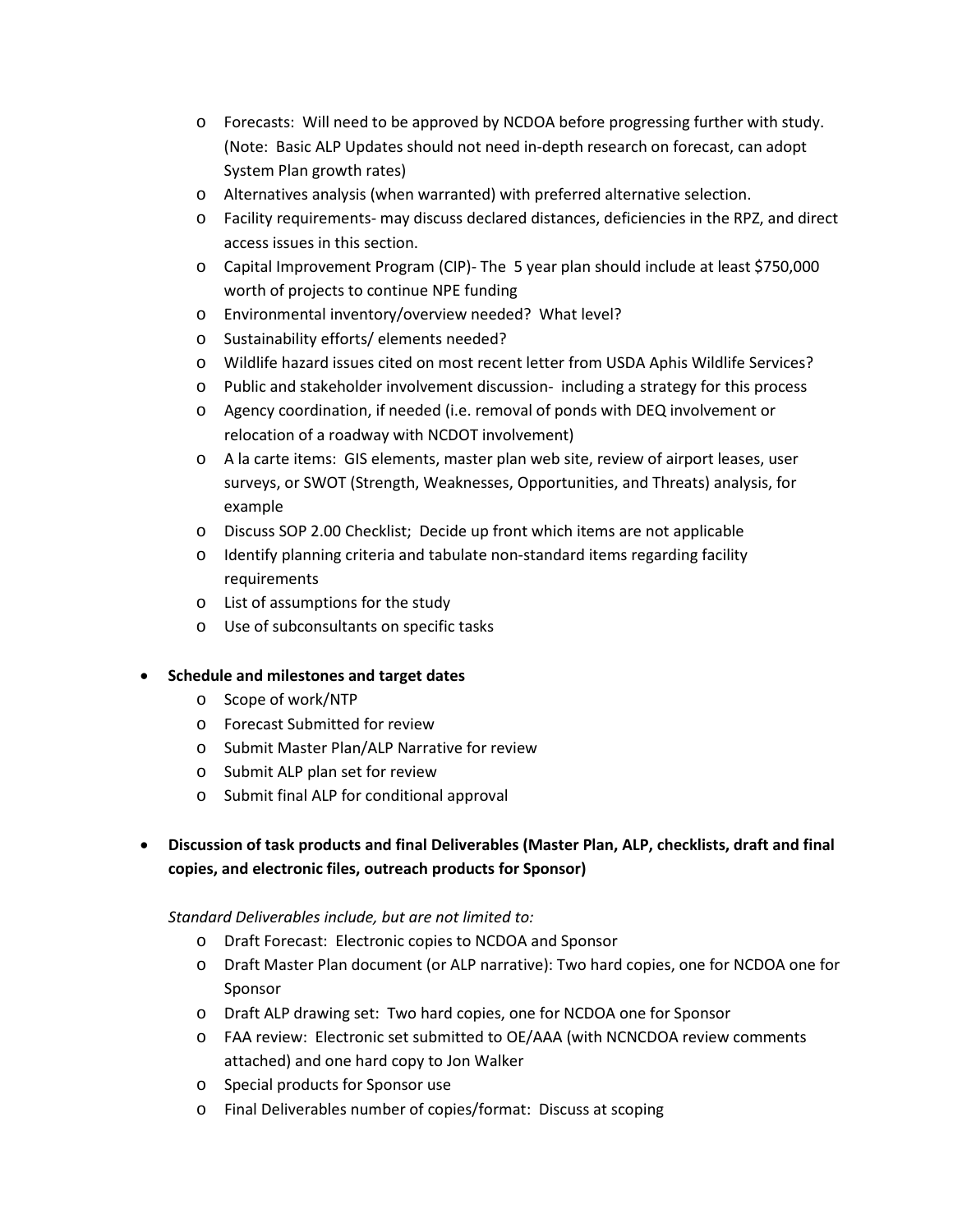- Forecasts:  Will need to be approved by NCDOA before progressing further with study. (Note:  Basic ALP Updates should not need in-depth research on forecast, can adopt System Plan growth rates)
- Alternatives analysis (when warranted) with preferred alternative selection.
- Facility requirements- may discuss declared distances, deficiencies in the RPZ, and direct access issues in this section.
- Capital Improvement Program (CIP)- The  5 year plan should include at least $750,000 worth of projects to continue NPE funding
- Environmental inventory/overview needed?  What level?
- Sustainability efforts/ elements needed?
- Wildlife hazard issues cited on most recent letter from USDA Aphis Wildlife Services?
- Public and stakeholder involvement discussion-  including a strategy for this process
- Agency coordination, if needed (i.e. removal of ponds with DEQ involvement or relocation of a roadway with NCDOT involvement)
- A la carte items:  GIS elements, master plan web site, review of airport leases, user surveys, or SWOT (Strength, Weaknesses, Opportunities, and Threats) analysis, for example
- Discuss SOP 2.00 Checklist;  Decide up front which items are not applicable
- Identify planning criteria and tabulate non-standard items regarding facility requirements
- List of assumptions for the study
- Use of subconsultants on specific tasks

- **Schedule and milestones and target dates**
  - Scope of work/NTP
  - Forecast Submitted for review
  - Submit Master Plan/ALP Narrative for review
  - Submit ALP plan set for review
  - Submit final ALP for conditional approval

- **Discussion of task products and final Deliverables (Master Plan, ALP, checklists, draft and final copies, and electronic files, outreach products for Sponsor)**

  *Standard Deliverables include, but are not limited to:*
  - Draft Forecast:  Electronic copies to NCDOA and Sponsor
  - Draft Master Plan document (or ALP narrative): Two hard copies, one for NCDOA one for Sponsor
  - Draft ALP drawing set:  Two hard copies, one for NCDOA one for Sponsor
  - FAA review:  Electronic set submitted to OE/AAA (with NCNCDOA review comments attached) and one hard copy to Jon Walker
  - Special products for Sponsor use
  - Final Deliverables number of copies/format:  Discuss at scoping